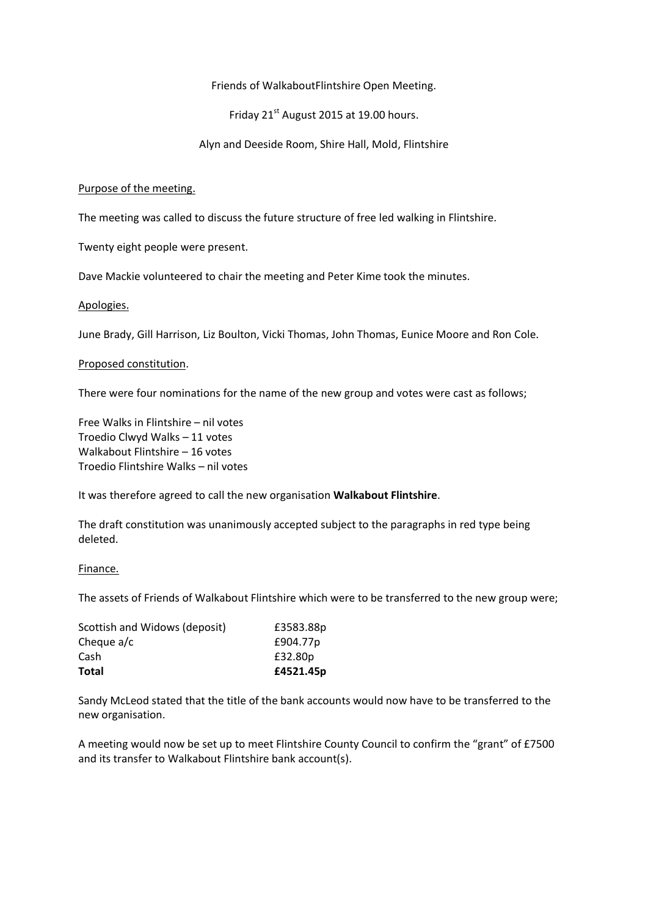Friends of WalkaboutFlintshire Open Meeting.

Friday 21st August 2015 at 19.00 hours.

Alyn and Deeside Room, Shire Hall, Mold, Flintshire

Purpose of the meeting.

The meeting was called to discuss the future structure of free led walking in Flintshire.

Twenty eight people were present.

Dave Mackie volunteered to chair the meeting and Peter Kime took the minutes.

Apologies.

June Brady, Gill Harrison, Liz Boulton, Vicki Thomas, John Thomas, Eunice Moore and Ron Cole.

Proposed constitution.

There were four nominations for the name of the new group and votes were cast as follows;

Free Walks in Flintshire – nil votes
Troedio Clwyd Walks – 11 votes
Walkabout Flintshire – 16 votes
Troedio Flintshire Walks – nil votes

It was therefore agreed to call the new organisation **Walkabout Flintshire**.

The draft constitution was unanimously accepted subject to the paragraphs in red type being deleted.

Finance.

The assets of Friends of Walkabout Flintshire which were to be transferred to the new group were;

| | |
|---|---|
| Scottish and Widows (deposit) | £3583.88p |
| Cheque a/c | £904.77p |
| Cash | £32.80p |
| **Total** | **£4521.45p** |

Sandy McLeod stated that the title of the bank accounts would now have to be transferred to the new organisation.

A meeting would now be set up to meet Flintshire County Council to confirm the "grant" of £7500 and its transfer to Walkabout Flintshire bank account(s).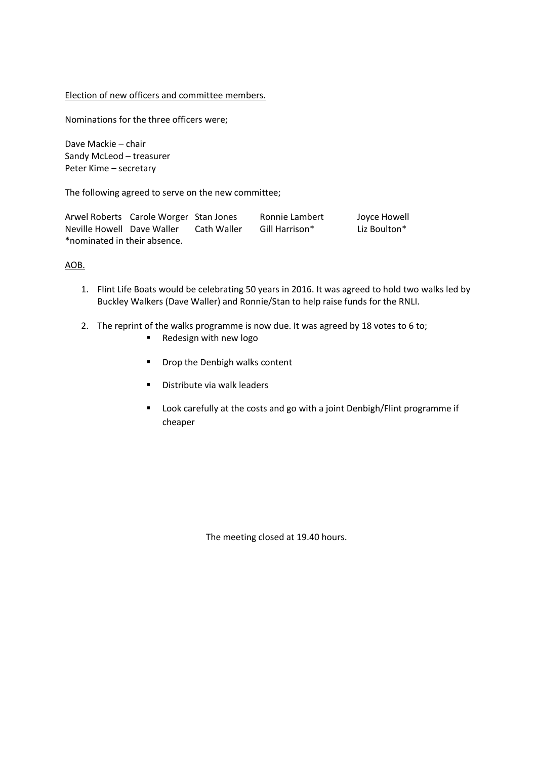Election of new officers and committee members.

Nominations for the three officers were;

Dave Mackie – chair
Sandy McLeod – treasurer
Peter Kime – secretary

The following agreed to serve on the new committee;

| | | | | |
|---|---|---|---|---|
| Arwel Roberts | Carole Worger | Stan Jones | Ronnie Lambert | Joyce Howell |
| Neville Howell | Dave Waller | Cath Waller | Gill Harrison* | Liz Boulton* |

*nominated in their absence.

AOB.

1. Flint Life Boats would be celebrating 50 years in 2016. It was agreed to hold two walks led by Buckley Walkers (Dave Waller) and Ronnie/Stan to help raise funds for the RNLI.

2. The reprint of the walks programme is now due. It was agreed by 18 votes to 6 to;
   - Redesign with new logo
   - Drop the Denbigh walks content
   - Distribute via walk leaders
   - Look carefully at the costs and go with a joint Denbigh/Flint programme if cheaper

The meeting closed at 19.40 hours.